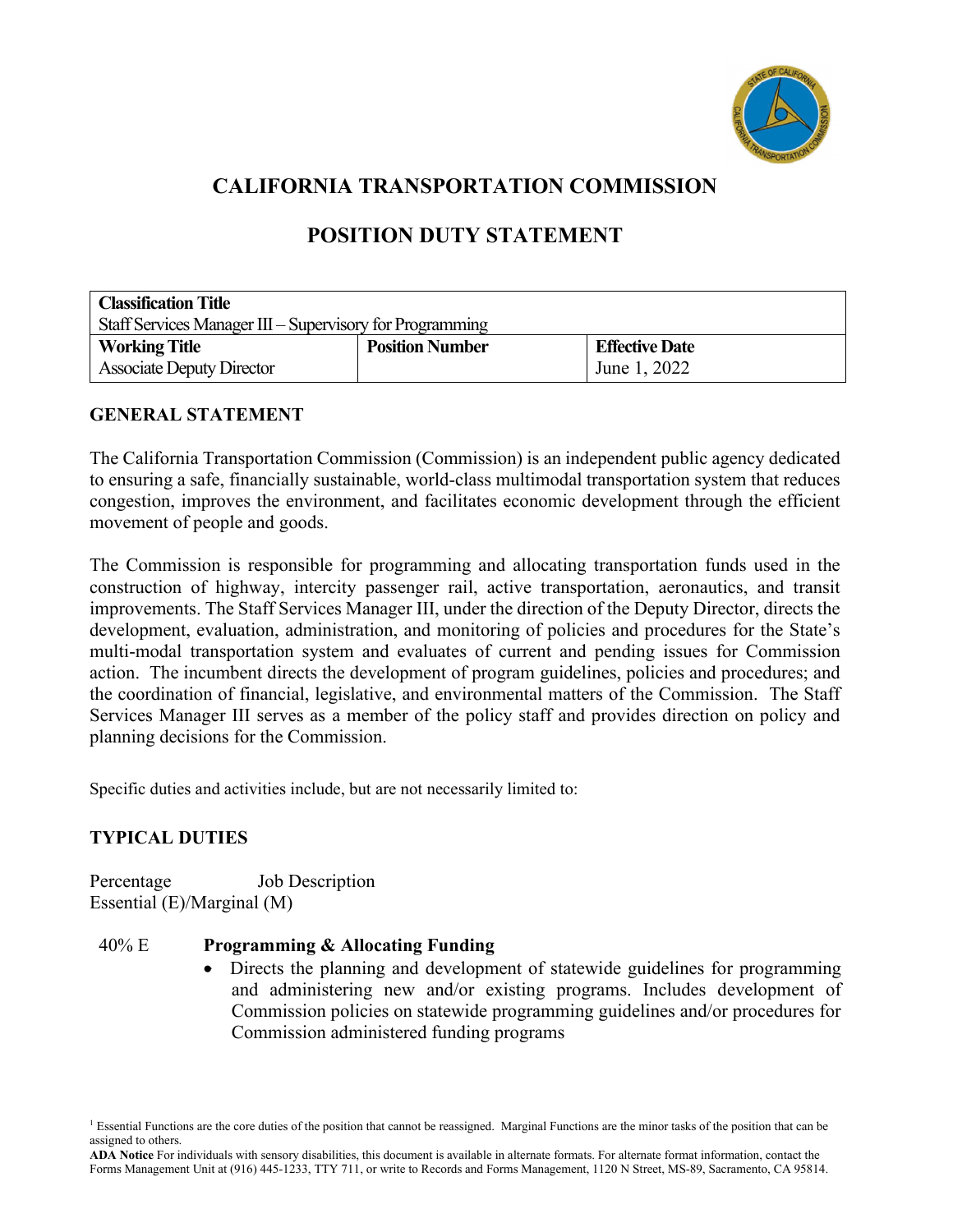# CALIFORNIA TRANSPORTATION COMMISSION

## POSITION DUTY STATEMENT

| **Classification Title** | | |
|---|---|---|
| Staff Services Manager III – Supervisory for Programming | | |
| **Working Title** | **Position Number** | **Effective Date** |
| Associate Deputy Director | | June 1, 2022 |

### GENERAL STATEMENT

The California Transportation Commission (Commission) is an independent public agency dedicated to ensuring a safe, financially sustainable, world-class multimodal transportation system that reduces congestion, improves the environment, and facilitates economic development through the efficient movement of people and goods.

The Commission is responsible for programming and allocating transportation funds used in the construction of highway, intercity passenger rail, active transportation, aeronautics, and transit improvements. The Staff Services Manager III, under the direction of the Deputy Director, directs the development, evaluation, administration, and monitoring of policies and procedures for the State's multi-modal transportation system and evaluates of current and pending issues for Commission action. The incumbent directs the development of program guidelines, policies and procedures; and the coordination of financial, legislative, and environmental matters of the Commission. The Staff Services Manager III serves as a member of the policy staff and provides direction on policy and planning decisions for the Commission.

Specific duties and activities include, but are not necessarily limited to:

### TYPICAL DUTIES

Percentage Job Description
Essential (E)/Marginal (M)

40% E **Programming & Allocating Funding**

- Directs the planning and development of statewide guidelines for programming and administering new and/or existing programs. Includes development of Commission policies on statewide programming guidelines and/or procedures for Commission administered funding programs

[1] Essential Functions are the core duties of the position that cannot be reassigned. Marginal Functions are the minor tasks of the position that can be assigned to others.

**ADA Notice** For individuals with sensory disabilities, this document is available in alternate formats. For alternate format information, contact the Forms Management Unit at (916) 445-1233, TTY 711, or write to Records and Forms Management, 1120 N Street, MS-89, Sacramento, CA 95814.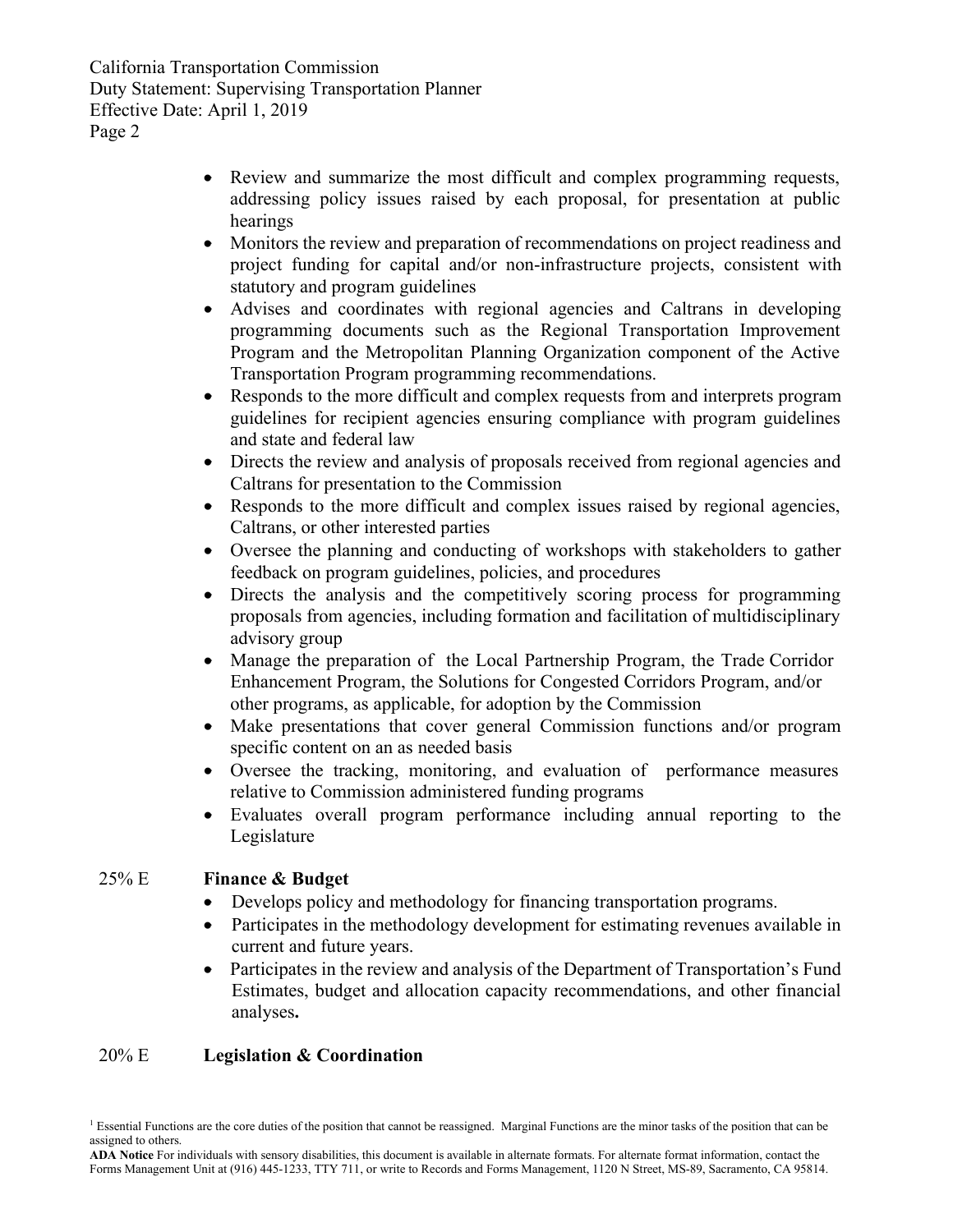- Review and summarize the most difficult and complex programming requests, addressing policy issues raised by each proposal, for presentation at public hearings
- Monitors the review and preparation of recommendations on project readiness and project funding for capital and/or non-infrastructure projects, consistent with statutory and program guidelines
- Advises and coordinates with regional agencies and Caltrans in developing programming documents such as the Regional Transportation Improvement Program and the Metropolitan Planning Organization component of the Active Transportation Program programming recommendations.
- Responds to the more difficult and complex requests from and interprets program guidelines for recipient agencies ensuring compliance with program guidelines and state and federal law
- Directs the review and analysis of proposals received from regional agencies and Caltrans for presentation to the Commission
- Responds to the more difficult and complex issues raised by regional agencies, Caltrans, or other interested parties
- Oversee the planning and conducting of workshops with stakeholders to gather feedback on program guidelines, policies, and procedures
- Directs the analysis and the competitively scoring process for programming proposals from agencies, including formation and facilitation of multidisciplinary advisory group
- Manage the preparation of the Local Partnership Program, the Trade Corridor Enhancement Program, the Solutions for Congested Corridors Program, and/or other programs, as applicable, for adoption by the Commission
- Make presentations that cover general Commission functions and/or program specific content on an as needed basis
- Oversee the tracking, monitoring, and evaluation of performance measures relative to Commission administered funding programs
- Evaluates overall program performance including annual reporting to the Legislature

25% E **Finance & Budget**

- Develops policy and methodology for financing transportation programs.
- Participates in the methodology development for estimating revenues available in current and future years.
- Participates in the review and analysis of the Department of Transportation's Fund Estimates, budget and allocation capacity recommendations, and other financial analyses**.**

20% E **Legislation & Coordination**

[1] Essential Functions are the core duties of the position that cannot be reassigned. Marginal Functions are the minor tasks of the position that can be assigned to others.

**ADA Notice** For individuals with sensory disabilities, this document is available in alternate formats. For alternate format information, contact the Forms Management Unit at (916) 445-1233, TTY 711, or write to Records and Forms Management, 1120 N Street, MS-89, Sacramento, CA 95814.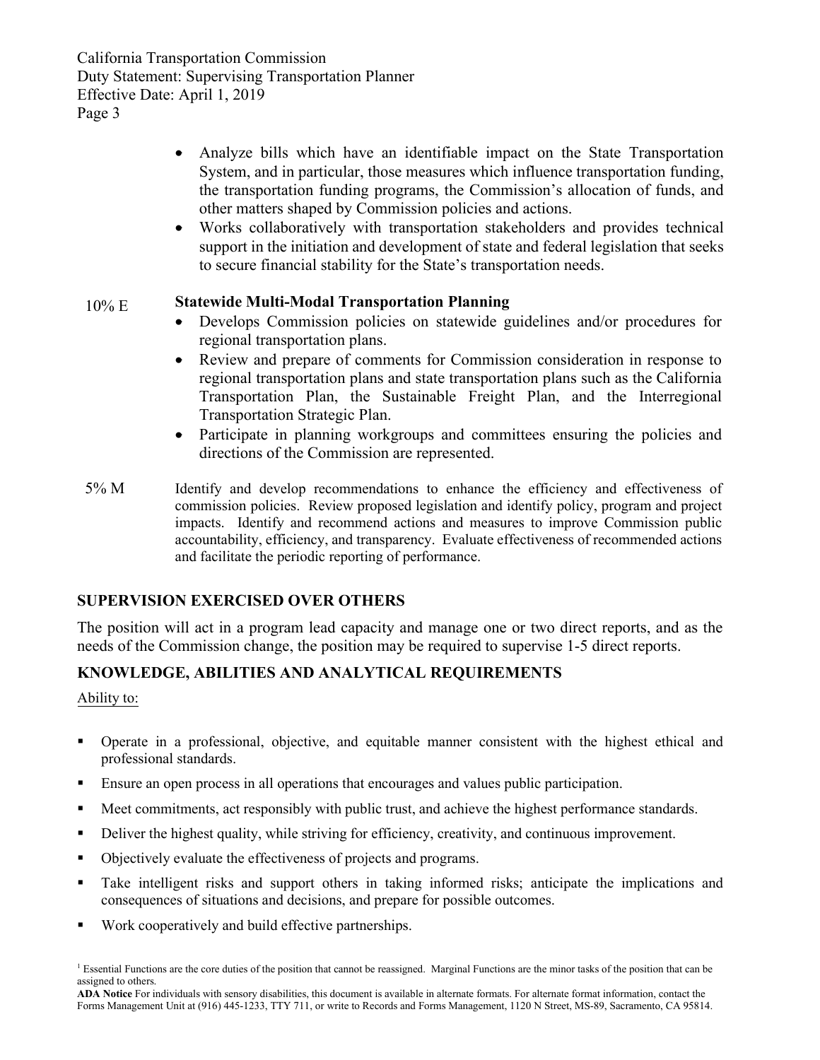- Analyze bills which have an identifiable impact on the State Transportation System, and in particular, those measures which influence transportation funding, the transportation funding programs, the Commission's allocation of funds, and other matters shaped by Commission policies and actions.
- Works collaboratively with transportation stakeholders and provides technical support in the initiation and development of state and federal legislation that seeks to secure financial stability for the State's transportation needs.

10% E **Statewide Multi-Modal Transportation Planning**

- Develops Commission policies on statewide guidelines and/or procedures for regional transportation plans.
- Review and prepare of comments for Commission consideration in response to regional transportation plans and state transportation plans such as the California Transportation Plan, the Sustainable Freight Plan, and the Interregional Transportation Strategic Plan.
- Participate in planning workgroups and committees ensuring the policies and directions of the Commission are represented.

5% M Identify and develop recommendations to enhance the efficiency and effectiveness of commission policies. Review proposed legislation and identify policy, program and project impacts. Identify and recommend actions and measures to improve Commission public accountability, efficiency, and transparency. Evaluate effectiveness of recommended actions and facilitate the periodic reporting of performance.

## SUPERVISION EXERCISED OVER OTHERS

The position will act in a program lead capacity and manage one or two direct reports, and as the needs of the Commission change, the position may be required to supervise 1-5 direct reports.

## KNOWLEDGE, ABILITIES AND ANALYTICAL REQUIREMENTS

Ability to:

- Operate in a professional, objective, and equitable manner consistent with the highest ethical and professional standards.
- Ensure an open process in all operations that encourages and values public participation.
- Meet commitments, act responsibly with public trust, and achieve the highest performance standards.
- Deliver the highest quality, while striving for efficiency, creativity, and continuous improvement.
- Objectively evaluate the effectiveness of projects and programs.
- Take intelligent risks and support others in taking informed risks; anticipate the implications and consequences of situations and decisions, and prepare for possible outcomes.
- Work cooperatively and build effective partnerships.

[1] Essential Functions are the core duties of the position that cannot be reassigned. Marginal Functions are the minor tasks of the position that can be assigned to others.

**ADA Notice** For individuals with sensory disabilities, this document is available in alternate formats. For alternate format information, contact the Forms Management Unit at (916) 445-1233, TTY 711, or write to Records and Forms Management, 1120 N Street, MS-89, Sacramento, CA 95814.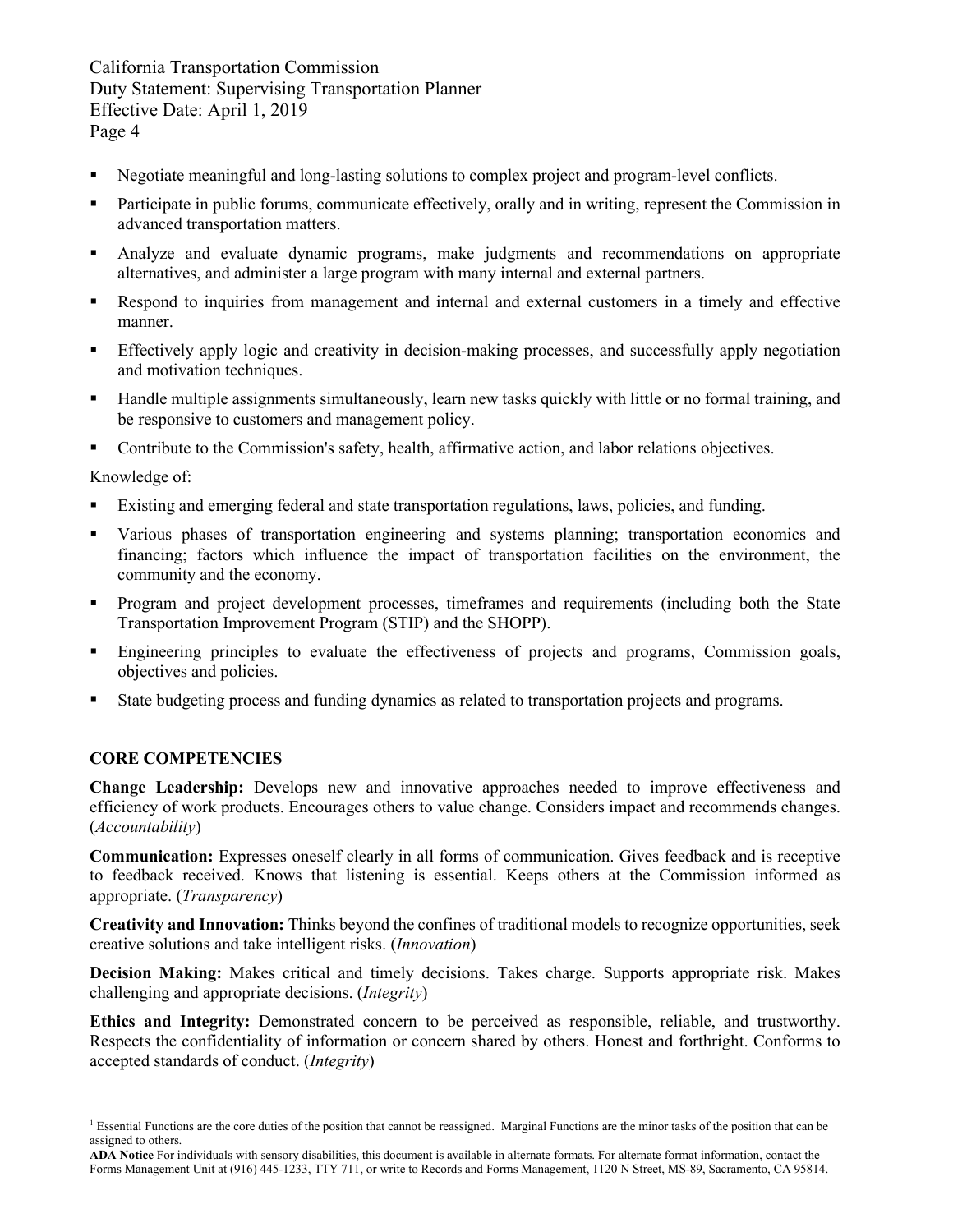- Negotiate meaningful and long-lasting solutions to complex project and program-level conflicts.
- Participate in public forums, communicate effectively, orally and in writing, represent the Commission in advanced transportation matters.
- Analyze and evaluate dynamic programs, make judgments and recommendations on appropriate alternatives, and administer a large program with many internal and external partners.
- Respond to inquiries from management and internal and external customers in a timely and effective manner.
- Effectively apply logic and creativity in decision-making processes, and successfully apply negotiation and motivation techniques.
- Handle multiple assignments simultaneously, learn new tasks quickly with little or no formal training, and be responsive to customers and management policy.
- Contribute to the Commission's safety, health, affirmative action, and labor relations objectives.

Knowledge of:

- Existing and emerging federal and state transportation regulations, laws, policies, and funding.
- Various phases of transportation engineering and systems planning; transportation economics and financing; factors which influence the impact of transportation facilities on the environment, the community and the economy.
- Program and project development processes, timeframes and requirements (including both the State Transportation Improvement Program (STIP) and the SHOPP).
- Engineering principles to evaluate the effectiveness of projects and programs, Commission goals, objectives and policies.
- State budgeting process and funding dynamics as related to transportation projects and programs.

## CORE COMPETENCIES

**Change Leadership:** Develops new and innovative approaches needed to improve effectiveness and efficiency of work products. Encourages others to value change. Considers impact and recommends changes. (*Accountability*)

**Communication:** Expresses oneself clearly in all forms of communication. Gives feedback and is receptive to feedback received. Knows that listening is essential. Keeps others at the Commission informed as appropriate. (*Transparency*)

**Creativity and Innovation:** Thinks beyond the confines of traditional models to recognize opportunities, seek creative solutions and take intelligent risks. (*Innovation*)

**Decision Making:** Makes critical and timely decisions. Takes charge. Supports appropriate risk. Makes challenging and appropriate decisions. (*Integrity*)

**Ethics and Integrity:** Demonstrated concern to be perceived as responsible, reliable, and trustworthy. Respects the confidentiality of information or concern shared by others. Honest and forthright. Conforms to accepted standards of conduct. (*Integrity*)

[1] Essential Functions are the core duties of the position that cannot be reassigned. Marginal Functions are the minor tasks of the position that can be assigned to others.

**ADA Notice** For individuals with sensory disabilities, this document is available in alternate formats. For alternate format information, contact the Forms Management Unit at (916) 445-1233, TTY 711, or write to Records and Forms Management, 1120 N Street, MS-89, Sacramento, CA 95814.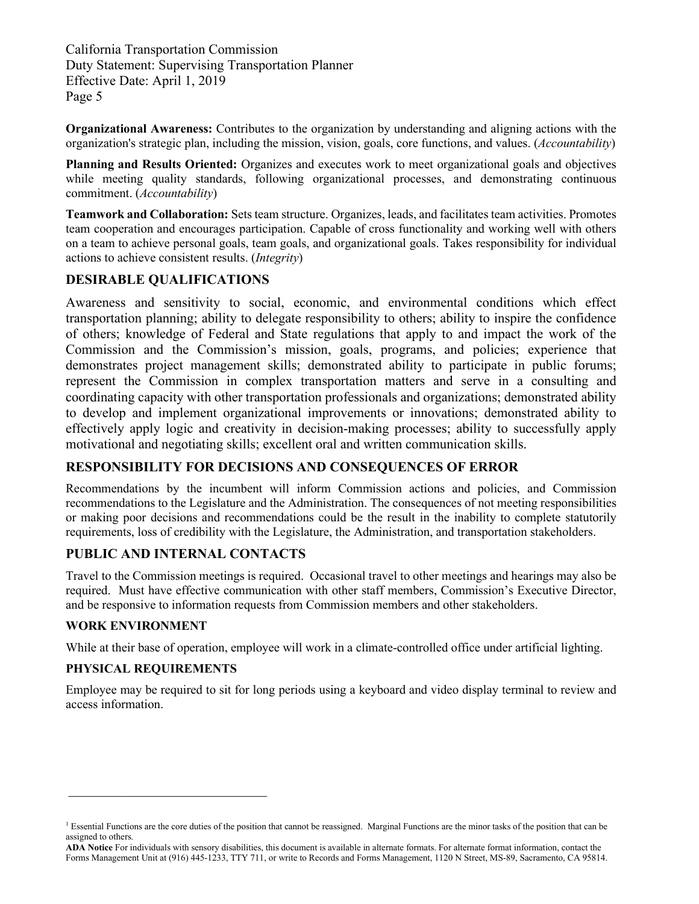**Organizational Awareness:** Contributes to the organization by understanding and aligning actions with the organization's strategic plan, including the mission, vision, goals, core functions, and values. (*Accountability*)

**Planning and Results Oriented:** Organizes and executes work to meet organizational goals and objectives while meeting quality standards, following organizational processes, and demonstrating continuous commitment. (*Accountability*)

**Teamwork and Collaboration:** Sets team structure. Organizes, leads, and facilitates team activities. Promotes team cooperation and encourages participation. Capable of cross functionality and working well with others on a team to achieve personal goals, team goals, and organizational goals. Takes responsibility for individual actions to achieve consistent results. (*Integrity*)

## DESIRABLE QUALIFICATIONS

Awareness and sensitivity to social, economic, and environmental conditions which effect transportation planning; ability to delegate responsibility to others; ability to inspire the confidence of others; knowledge of Federal and State regulations that apply to and impact the work of the Commission and the Commission's mission, goals, programs, and policies; experience that demonstrates project management skills; demonstrated ability to participate in public forums; represent the Commission in complex transportation matters and serve in a consulting and coordinating capacity with other transportation professionals and organizations; demonstrated ability to develop and implement organizational improvements or innovations; demonstrated ability to effectively apply logic and creativity in decision-making processes; ability to successfully apply motivational and negotiating skills; excellent oral and written communication skills.

## RESPONSIBILITY FOR DECISIONS AND CONSEQUENCES OF ERROR

Recommendations by the incumbent will inform Commission actions and policies, and Commission recommendations to the Legislature and the Administration. The consequences of not meeting responsibilities or making poor decisions and recommendations could be the result in the inability to complete statutorily requirements, loss of credibility with the Legislature, the Administration, and transportation stakeholders.

## PUBLIC AND INTERNAL CONTACTS

Travel to the Commission meetings is required. Occasional travel to other meetings and hearings may also be required. Must have effective communication with other staff members, Commission's Executive Director, and be responsive to information requests from Commission members and other stakeholders.

### WORK ENVIRONMENT

While at their base of operation, employee will work in a climate-controlled office under artificial lighting.

### PHYSICAL REQUIREMENTS

Employee may be required to sit for long periods using a keyboard and video display terminal to review and access information.

---

[1] Essential Functions are the core duties of the position that cannot be reassigned. Marginal Functions are the minor tasks of the position that can be assigned to others.

**ADA Notice** For individuals with sensory disabilities, this document is available in alternate formats. For alternate format information, contact the Forms Management Unit at (916) 445-1233, TTY 711, or write to Records and Forms Management, 1120 N Street, MS-89, Sacramento, CA 95814.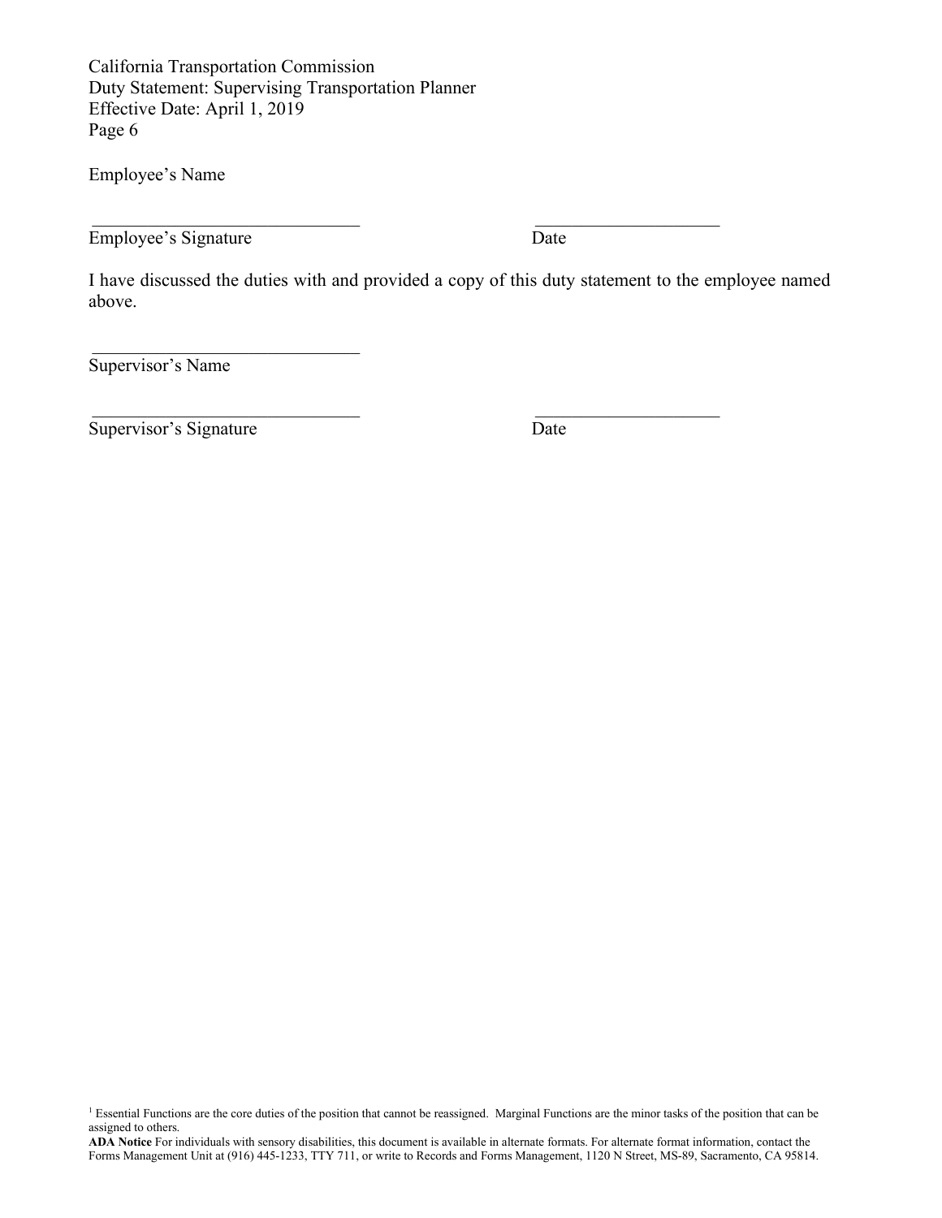Employee's Name

\_\_\_\_\_\_\_\_\_\_\_\_\_\_\_\_\_\_\_\_\_\_\_\_\_\_\_\_\_\_ \_\_\_\_\_\_\_\_\_\_\_\_\_\_\_\_\_\_\_\_\_

Employee's Signature Date

I have discussed the duties with and provided a copy of this duty statement to the employee named above.

\_\_\_\_\_\_\_\_\_\_\_\_\_\_\_\_\_\_\_\_\_\_\_\_\_\_\_\_\_\_

Supervisor's Name

\_\_\_\_\_\_\_\_\_\_\_\_\_\_\_\_\_\_\_\_\_\_\_\_\_\_\_\_\_\_ \_\_\_\_\_\_\_\_\_\_\_\_\_\_\_\_\_\_\_\_\_

Supervisor's Signature Date

[1] Essential Functions are the core duties of the position that cannot be reassigned. Marginal Functions are the minor tasks of the position that can be assigned to others.

**ADA Notice** For individuals with sensory disabilities, this document is available in alternate formats. For alternate format information, contact the Forms Management Unit at (916) 445-1233, TTY 711, or write to Records and Forms Management, 1120 N Street, MS-89, Sacramento, CA 95814.